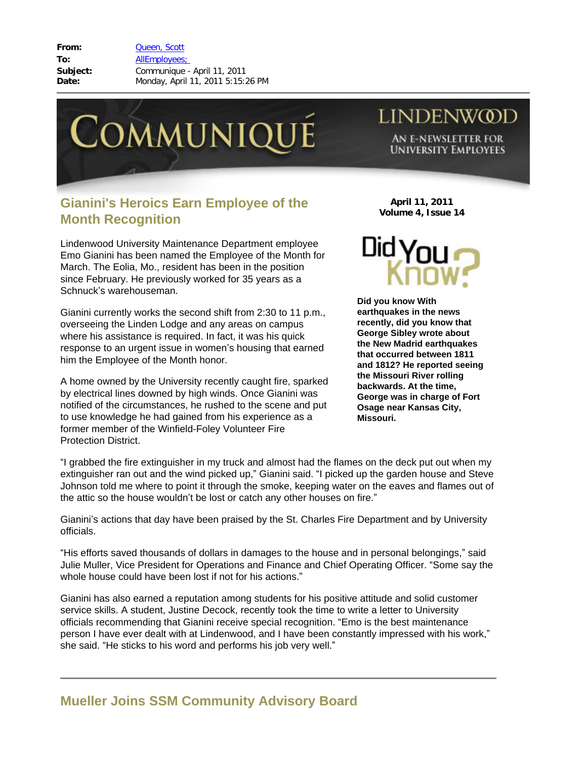**From:** Queen, Scott
**To:** AllEmployees;
**Subject:** Communique - April 11, 2011
**Date:** Monday, April 11, 2011 5:15:26 PM

# COMMUNIQUÉ

LINDENWOOD

AN E-NEWSLETTER FOR UNIVERSITY EMPLOYEES

**April 11, 2011**
**Volume 4, Issue 14**

## Gianini's Heroics Earn Employee of the Month Recognition

Lindenwood University Maintenance Department employee Emo Gianini has been named the Employee of the Month for March. The Eolia, Mo., resident has been in the position since February. He previously worked for 35 years as a Schnuck's warehouseman.

Gianini currently works the second shift from 2:30 to 11 p.m., overseeing the Linden Lodge and any areas on campus where his assistance is required. In fact, it was his quick response to an urgent issue in women's housing that earned him the Employee of the Month honor.

A home owned by the University recently caught fire, sparked by electrical lines downed by high winds. Once Gianini was notified of the circumstances, he rushed to the scene and put to use knowledge he had gained from his experience as a former member of the Winfield-Foley Volunteer Fire Protection District.

"I grabbed the fire extinguisher in my truck and almost had the flames on the deck put out when my extinguisher ran out and the wind picked up," Gianini said. "I picked up the garden house and Steve Johnson told me where to point it through the smoke, keeping water on the eaves and flames out of the attic so the house wouldn't be lost or catch any other houses on fire."

Gianini's actions that day have been praised by the St. Charles Fire Department and by University officials.

"His efforts saved thousands of dollars in damages to the house and in personal belongings," said Julie Muller, Vice President for Operations and Finance and Chief Operating Officer. "Some say the whole house could have been lost if not for his actions."

Gianini has also earned a reputation among students for his positive attitude and solid customer service skills. A student, Justine Decock, recently took the time to write a letter to University officials recommending that Gianini receive special recognition. "Emo is the best maintenance person I have ever dealt with at Lindenwood, and I have been constantly impressed with his work," she said. "He sticks to his word and performs his job very well."

### Did You Know?

**Did you know With earthquakes in the news recently, did you know that George Sibley wrote about the New Madrid earthquakes that occurred between 1811 and 1812? He reported seeing the Missouri River rolling backwards. At the time, George was in charge of Fort Osage near Kansas City, Missouri.**

---

## Mueller Joins SSM Community Advisory Board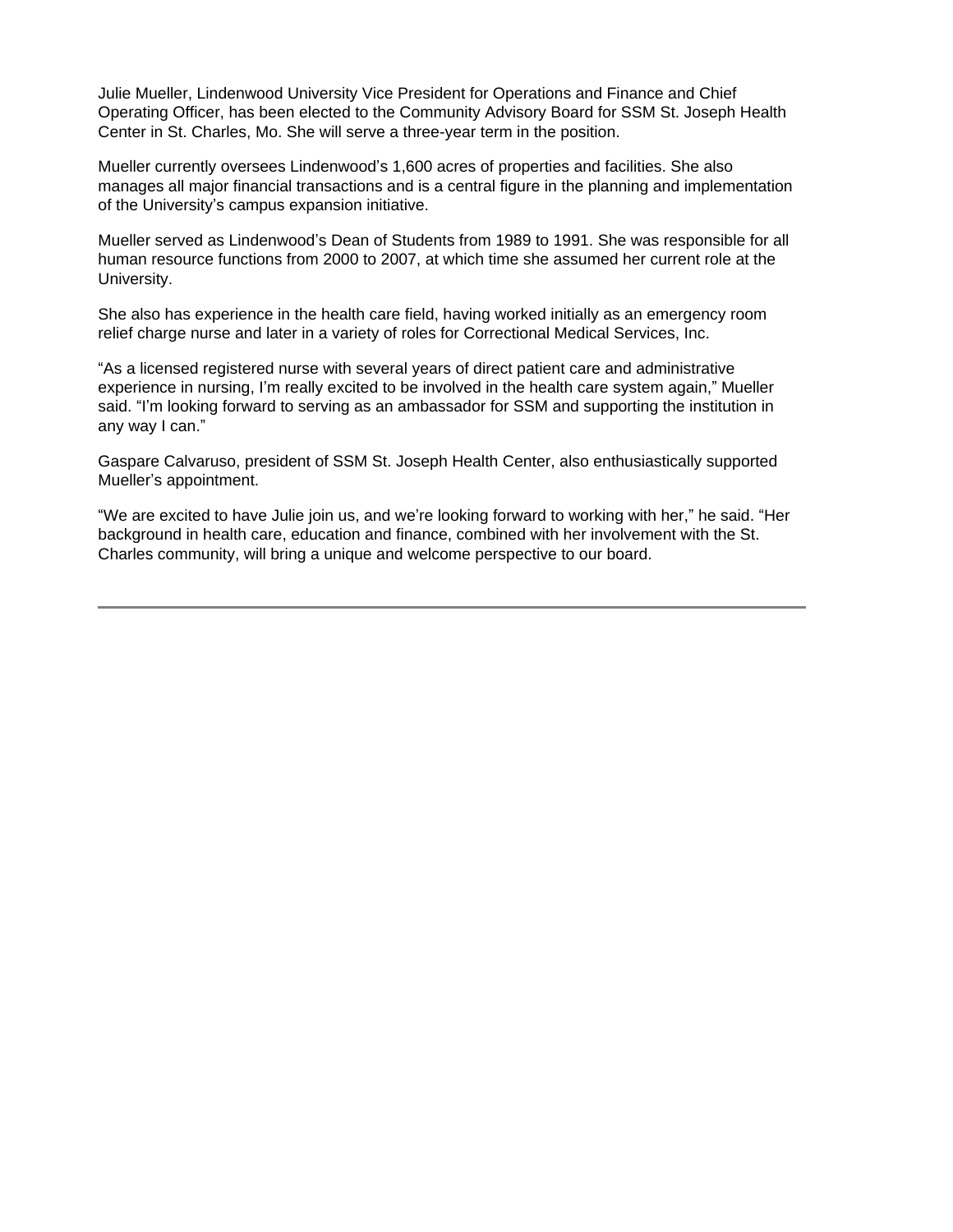Julie Mueller, Lindenwood University Vice President for Operations and Finance and Chief Operating Officer, has been elected to the Community Advisory Board for SSM St. Joseph Health Center in St. Charles, Mo. She will serve a three-year term in the position.

Mueller currently oversees Lindenwood's 1,600 acres of properties and facilities. She also manages all major financial transactions and is a central figure in the planning and implementation of the University's campus expansion initiative.

Mueller served as Lindenwood's Dean of Students from 1989 to 1991. She was responsible for all human resource functions from 2000 to 2007, at which time she assumed her current role at the University.

She also has experience in the health care field, having worked initially as an emergency room relief charge nurse and later in a variety of roles for Correctional Medical Services, Inc.

"As a licensed registered nurse with several years of direct patient care and administrative experience in nursing, I'm really excited to be involved in the health care system again," Mueller said. "I'm looking forward to serving as an ambassador for SSM and supporting the institution in any way I can."

Gaspare Calvaruso, president of SSM St. Joseph Health Center, also enthusiastically supported Mueller's appointment.

"We are excited to have Julie join us, and we're looking forward to working with her," he said. "Her background in health care, education and finance, combined with her involvement with the St. Charles community, will bring a unique and welcome perspective to our board.

---